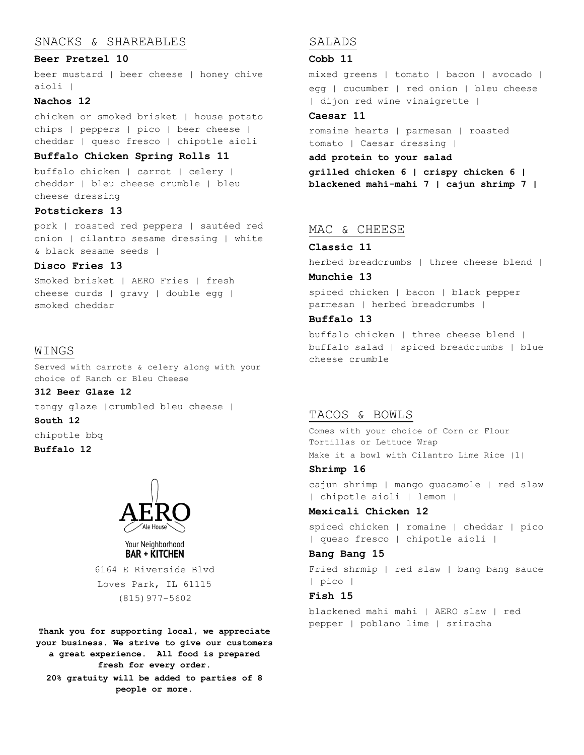## SNACKS & SHAREABLES

**Beer Pretzel 10**

beer mustard | beer cheese | honey chive aioli |

**Nachos 12**

chicken or smoked brisket | house potato chips | peppers | pico | beer cheese | cheddar | queso fresco | chipotle aioli

**Buffalo Chicken Spring Rolls 11**

buffalo chicken | carrot | celery | cheddar | bleu cheese crumble | bleu cheese dressing

**Potstickers 13**

pork | roasted red peppers | sautéed red onion | cilantro sesame dressing | white & black sesame seeds |

**Disco Fries 13**

Smoked brisket | AERO Fries | fresh cheese curds | gravy | double egg | smoked cheddar

## WINGS

Served with carrots & celery along with your choice of Ranch or Bleu Cheese

**312 Beer Glaze 12**

tangy glaze |crumbled bleu cheese |

**South 12**

chipotle bbq

**Buffalo 12**

AERO Ale House

Your Neighborhood **BAR + KITCHEN**

6164 E Riverside Blvd
Loves Park, IL 61115
(815)977-5602

**Thank you for supporting local, we appreciate your business. We strive to give our customers a great experience. All food is prepared fresh for every order.**

**20% gratuity will be added to parties of 8 people or more.**

## SALADS

**Cobb 11**

mixed greens | tomato | bacon | avocado | egg | cucumber | red onion | bleu cheese | dijon red wine vinaigrette |

**Caesar 11**

romaine hearts | parmesan | roasted tomato | Caesar dressing |

**add protein to your salad**

**grilled chicken 6 | crispy chicken 6 | blackened mahi-mahi 7 | cajun shrimp 7 |**

## MAC & CHEESE

**Classic 11**

herbed breadcrumbs | three cheese blend |

**Munchie 13**

spiced chicken | bacon | black pepper parmesan | herbed breadcrumbs |

**Buffalo 13**

buffalo chicken | three cheese blend | buffalo salad | spiced breadcrumbs | blue cheese crumble

## TACOS & BOWLS

Comes with your choice of Corn or Flour Tortillas or Lettuce Wrap

Make it a bowl with Cilantro Lime Rice |1|

**Shrimp 16**

cajun shrimp | mango guacamole | red slaw | chipotle aioli | lemon |

**Mexicali Chicken 12**

spiced chicken | romaine | cheddar | pico | queso fresco | chipotle aioli |

**Bang Bang 15**

Fried shrmip | red slaw | bang bang sauce | pico |

**Fish 15**

blackened mahi mahi | AERO slaw | red pepper | poblano lime | sriracha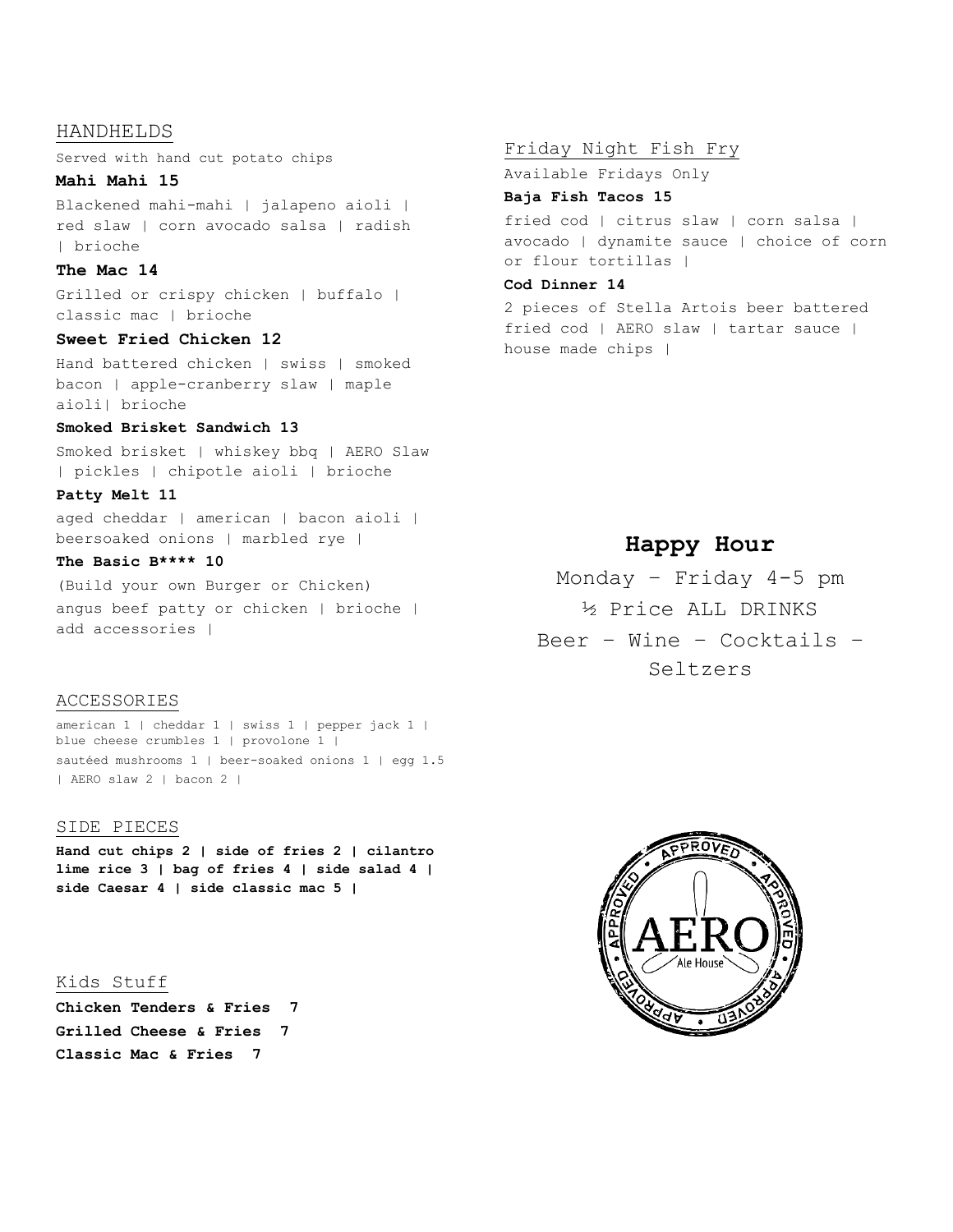## HANDHELDS

Served with hand cut potato chips

**Mahi Mahi 15**

Blackened mahi-mahi | jalapeno aioli | red slaw | corn avocado salsa | radish | brioche

**The Mac 14**

Grilled or crispy chicken | buffalo | classic mac | brioche

**Sweet Fried Chicken 12**

Hand battered chicken | swiss | smoked bacon | apple-cranberry slaw | maple aioli| brioche

**Smoked Brisket Sandwich 13**

Smoked brisket | whiskey bbq | AERO Slaw | pickles | chipotle aioli | brioche

**Patty Melt 11**

aged cheddar | american | bacon aioli | beersoaked onions | marbled rye |

**The Basic B**** 10**

(Build your own Burger or Chicken)

angus beef patty or chicken | brioche | add accessories |

## ACCESSORIES

american 1 | cheddar 1 | swiss 1 | pepper jack 1 | blue cheese crumbles 1 | provolone 1 |
sautéed mushrooms 1 | beer-soaked onions 1 | egg 1.5 | AERO slaw 2 | bacon 2 |

## SIDE PIECES

**Hand cut chips 2 | side of fries 2 | cilantro lime rice 3 | bag of fries 4 | side salad 4 | side Caesar 4 | side classic mac 5 |**

## Kids Stuff

**Chicken Tenders & Fries 7**

**Grilled Cheese & Fries 7**

**Classic Mac & Fries 7**

## Friday Night Fish Fry

Available Fridays Only

**Baja Fish Tacos 15**

fried cod | citrus slaw | corn salsa | avocado | dynamite sauce | choice of corn or flour tortillas |

**Cod Dinner 14**

2 pieces of Stella Artois beer battered fried cod | AERO slaw | tartar sauce | house made chips |

## Happy Hour

Monday – Friday 4-5 pm

½ Price ALL DRINKS

Beer – Wine – Cocktails – Seltzers

APPROVED • APPROVED • APPROVED • APPROVED • AERO Ale House